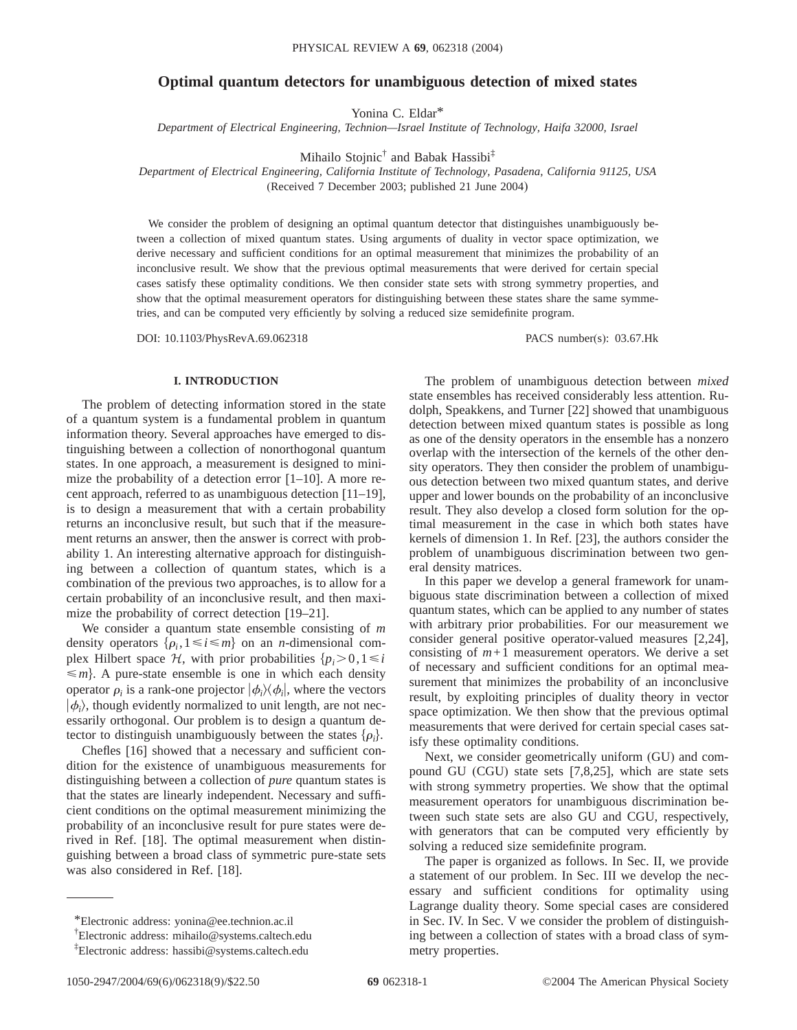# Optimal quantum detectors for unambiguous detection of mixed states

Yonina C. Eldar[*]

*Department of Electrical Engineering, Technion—Israel Institute of Technology, Haifa 32000, Israel*

Mihailo Stojnic[†] and Babak Hassibi[‡]

*Department of Electrical Engineering, California Institute of Technology, Pasadena, California 91125, USA*

(Received 7 December 2003; published 21 June 2004)

We consider the problem of designing an optimal quantum detector that distinguishes unambiguously between a collection of mixed quantum states. Using arguments of duality in vector space optimization, we derive necessary and sufficient conditions for an optimal measurement that minimizes the probability of an inconclusive result. We show that the previous optimal measurements that were derived for certain special cases satisfy these optimality conditions. We then consider state sets with strong symmetry properties, and show that the optimal measurement operators for distinguishing between these states share the same symmetries, and can be computed very efficiently by solving a reduced size semidefinite program.

DOI: 10.1103/PhysRevA.69.062318 PACS number(s): 03.67.Hk

## I. INTRODUCTION

The problem of detecting information stored in the state of a quantum system is a fundamental problem in quantum information theory. Several approaches have emerged to distinguishing between a collection of nonorthogonal quantum states. In one approach, a measurement is designed to minimize the probability of a detection error [1–10]. A more recent approach, referred to as unambiguous detection [11–19], is to design a measurement that with a certain probability returns an inconclusive result, but such that if the measurement returns an answer, then the answer is correct with probability 1. An interesting alternative approach for distinguishing between a collection of quantum states, which is a combination of the previous two approaches, is to allow for a certain probability of an inconclusive result, and then maximize the probability of correct detection [19–21].

We consider a quantum state ensemble consisting of $m$ density operators $\{\rho_i, 1 \leq i \leq m\}$ on an $n$-dimensional complex Hilbert space $\mathcal{H}$, with prior probabilities $\{p_i > 0, 1 \leq i \leq m\}$. A pure-state ensemble is one in which each density operator $\rho_i$ is a rank-one projector $|\phi_i\rangle\langle\phi_i|$, where the vectors $|\phi_i\rangle$, though evidently normalized to unit length, are not necessarily orthogonal. Our problem is to design a quantum detector to distinguish unambiguously between the states $\{\rho_i\}$.

Chefles [16] showed that a necessary and sufficient condition for the existence of unambiguous measurements for distinguishing between a collection of *pure* quantum states is that the states are linearly independent. Necessary and sufficient conditions on the optimal measurement minimizing the probability of an inconclusive result for pure states were derived in Ref. [18]. The optimal measurement when distinguishing between a broad class of symmetric pure-state sets was also considered in Ref. [18].

The problem of unambiguous detection between *mixed* state ensembles has received considerably less attention. Rudolph, Speakkens, and Turner [22] showed that unambiguous detection between mixed quantum states is possible as long as one of the density operators in the ensemble has a nonzero overlap with the intersection of the kernels of the other density operators. They then consider the problem of unambiguous detection between two mixed quantum states, and derive upper and lower bounds on the probability of an inconclusive result. They also develop a closed form solution for the optimal measurement in the case in which both states have kernels of dimension 1. In Ref. [23], the authors consider the problem of unambiguous discrimination between two general density matrices.

In this paper we develop a general framework for unambiguous state discrimination between a collection of mixed quantum states, which can be applied to any number of states with arbitrary prior probabilities. For our measurement we consider general positive operator-valued measures [2,24], consisting of $m+1$ measurement operators. We derive a set of necessary and sufficient conditions for an optimal measurement that minimizes the probability of an inconclusive result, by exploiting principles of duality theory in vector space optimization. We then show that the previous optimal measurements that were derived for certain special cases satisfy these optimality conditions.

Next, we consider geometrically uniform (GU) and compound GU (CGU) state sets [7,8,25], which are state sets with strong symmetry properties. We show that the optimal measurement operators for unambiguous discrimination between such state sets are also GU and CGU, respectively, with generators that can be computed very efficiently by solving a reduced size semidefinite program.

The paper is organized as follows. In Sec. II, we provide a statement of our problem. In Sec. III we develop the necessary and sufficient conditions for optimality using Lagrange duality theory. Some special cases are considered in Sec. IV. In Sec. V we consider the problem of distinguishing between a collection of states with a broad class of symmetry properties.

---

[*]Electronic address: yonina@ee.technion.ac.il

[†]Electronic address: mihailo@systems.caltech.edu

[‡]Electronic address: hassibi@systems.caltech.edu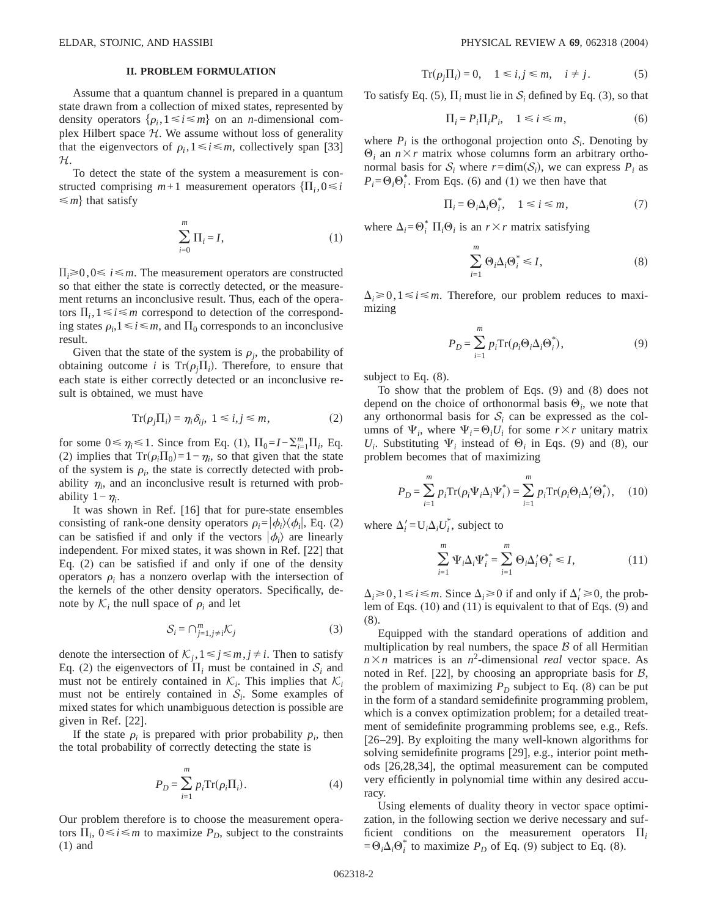## II. PROBLEM FORMULATION

Assume that a quantum channel is prepared in a quantum state drawn from a collection of mixed states, represented by density operators $\{\rho_i, 1 \leqslant i \leqslant m\}$ on an $n$-dimensional complex Hilbert space $\mathcal{H}$. We assume without loss of generality that the eigenvectors of $\rho_i, 1 \leqslant i \leqslant m$, collectively span [33] $\mathcal{H}$.

To detect the state of the system a measurement is constructed comprising $m+1$ measurement operators $\{\Pi_i, 0 \leqslant i \leqslant m\}$ that satisfy

$$\sum_{i=0}^{m} \Pi_i = I, \tag{1}$$

$\Pi_i \geqslant 0, 0 \leqslant i \leqslant m$. The measurement operators are constructed so that either the state is correctly detected, or the measurement returns an inconclusive result. Thus, each of the operators $\Pi_i, 1 \leqslant i \leqslant m$ correspond to detection of the corresponding states $\rho_i, 1 \leqslant i \leqslant m$, and $\Pi_0$ corresponds to an inconclusive result.

Given that the state of the system is $\rho_j$, the probability of obtaining outcome $i$ is $\mathrm{Tr}(\rho_j \Pi_i)$. Therefore, to ensure that each state is either correctly detected or an inconclusive result is obtained, we must have

$$\mathrm{Tr}(\rho_j \Pi_i) = \eta_i \delta_{ij}, \quad 1 \leqslant i,j \leqslant m, \tag{2}$$

for some $0 \leqslant \eta_i \leqslant 1$. Since from Eq. (1), $\Pi_0 = I - \sum_{i=1}^{m} \Pi_i$, Eq. (2) implies that $\mathrm{Tr}(\rho_i \Pi_0) = 1 - \eta_i$, so that given that the state of the system is $\rho_i$, the state is correctly detected with probability $\eta_i$, and an inconclusive result is returned with probability $1-\eta_i$.

It was shown in Ref. [16] that for pure-state ensembles consisting of rank-one density operators $\rho_i = |\phi_i\rangle\langle\phi_i|$, Eq. (2) can be satisfied if and only if the vectors $|\phi_i\rangle$ are linearly independent. For mixed states, it was shown in Ref. [22] that Eq. (2) can be satisfied if and only if one of the density operators $\rho_i$ has a nonzero overlap with the intersection of the kernels of the other density operators. Specifically, denote by $\mathcal{K}_i$ the null space of $\rho_i$ and let

$$\mathcal{S}_i = \cap_{j=1, j\neq i}^{m} \mathcal{K}_j \tag{3}$$

denote the intersection of $\mathcal{K}_j, 1 \leqslant j \leqslant m, j \neq i$. Then to satisfy Eq. (2) the eigenvectors of $\Pi_i$ must be contained in $\mathcal{S}_i$ and must not be entirely contained in $\mathcal{K}_i$. This implies that $\mathcal{K}_i$ must not be entirely contained in $\mathcal{S}_i$. Some examples of mixed states for which unambiguous detection is possible are given in Ref. [22].

If the state $\rho_i$ is prepared with prior probability $p_i$, then the total probability of correctly detecting the state is

$$P_D = \sum_{i=1}^{m} p_i \mathrm{Tr}(\rho_i \Pi_i). \tag{4}$$

Our problem therefore is to choose the measurement operators $\Pi_i$, $0 \leqslant i \leqslant m$ to maximize $P_D$, subject to the constraints (1) and

$$\mathrm{Tr}(\rho_j \Pi_i) = 0, \quad 1 \leqslant i,j \leqslant m, \quad i \neq j. \tag{5}$$

To satisfy Eq. (5), $\Pi_i$ must lie in $\mathcal{S}_i$ defined by Eq. (3), so that

$$\Pi_i = P_i \Pi_i P_i, \quad 1 \leqslant i \leqslant m, \tag{6}$$

where $P_i$ is the orthogonal projection onto $\mathcal{S}_i$. Denoting by $\Theta_i$ an $n \times r$ matrix whose columns form an arbitrary orthonormal basis for $\mathcal{S}_i$ where $r = \dim(\mathcal{S}_i)$, we can express $P_i$ as $P_i = \Theta_i \Theta_i^*$. From Eqs. (6) and (1) we then have that

$$\Pi_i = \Theta_i \Delta_i \Theta_i^*, \quad 1 \leqslant i \leqslant m, \tag{7}$$

where $\Delta_i = \Theta_i^* \Pi_i \Theta_i$ is an $r \times r$ matrix satisfying

$$\sum_{i=1}^{m} \Theta_i \Delta_i \Theta_i^* \leqslant I, \tag{8}$$

$\Delta_i \geqslant 0, 1 \leqslant i \leqslant m$. Therefore, our problem reduces to maximizing

$$P_D = \sum_{i=1}^{m} p_i \mathrm{Tr}(\rho_i \Theta_i \Delta_i \Theta_i^*), \tag{9}$$

subject to Eq. (8).

To show that the problem of Eqs. (9) and (8) does not depend on the choice of orthonormal basis $\Theta_i$, we note that any orthonormal basis for $\mathcal{S}_i$ can be expressed as the columns of $\Psi_i$, where $\Psi_i = \Theta_i U_i$ for some $r \times r$ unitary matrix $U_i$. Substituting $\Psi_i$ instead of $\Theta_i$ in Eqs. (9) and (8), our problem becomes that of maximizing

$$P_D = \sum_{i=1}^{m} p_i \mathrm{Tr}(\rho_i \Psi_i \Delta_i \Psi_i^*) = \sum_{i=1}^{m} p_i \mathrm{Tr}(\rho_i \Theta_i \Delta_i' \Theta_i^*), \tag{10}$$

where $\Delta_i' = U_i \Delta_i U_i^*$, subject to

$$\sum_{i=1}^{m} \Psi_i \Delta_i \Psi_i^* = \sum_{i=1}^{m} \Theta_i \Delta_i' \Theta_i^* \leqslant I, \tag{11}$$

$\Delta_i \geqslant 0, 1 \leqslant i \leqslant m$. Since $\Delta_i \geqslant 0$ if and only if $\Delta_i' \geqslant 0$, the problem of Eqs. (10) and (11) is equivalent to that of Eqs. (9) and (8).

Equipped with the standard operations of addition and multiplication by real numbers, the space $\mathcal{B}$ of all Hermitian $n \times n$ matrices is an $n^2$-dimensional *real* vector space. As noted in Ref. [22], by choosing an appropriate basis for $\mathcal{B}$, the problem of maximizing $P_D$ subject to Eq. (8) can be put in the form of a standard semidefinite programming problem, which is a convex optimization problem; for a detailed treatment of semidefinite programming problems see, e.g., Refs. [26–29]. By exploiting the many well-known algorithms for solving semidefinite programs [29], e.g., interior point methods [26,28,34], the optimal measurement can be computed very efficiently in polynomial time within any desired accuracy.

Using elements of duality theory in vector space optimization, in the following section we derive necessary and sufficient conditions on the measurement operators $\Pi_i = \Theta_i \Delta_i \Theta_i^*$ to maximize $P_D$ of Eq. (9) subject to Eq. (8).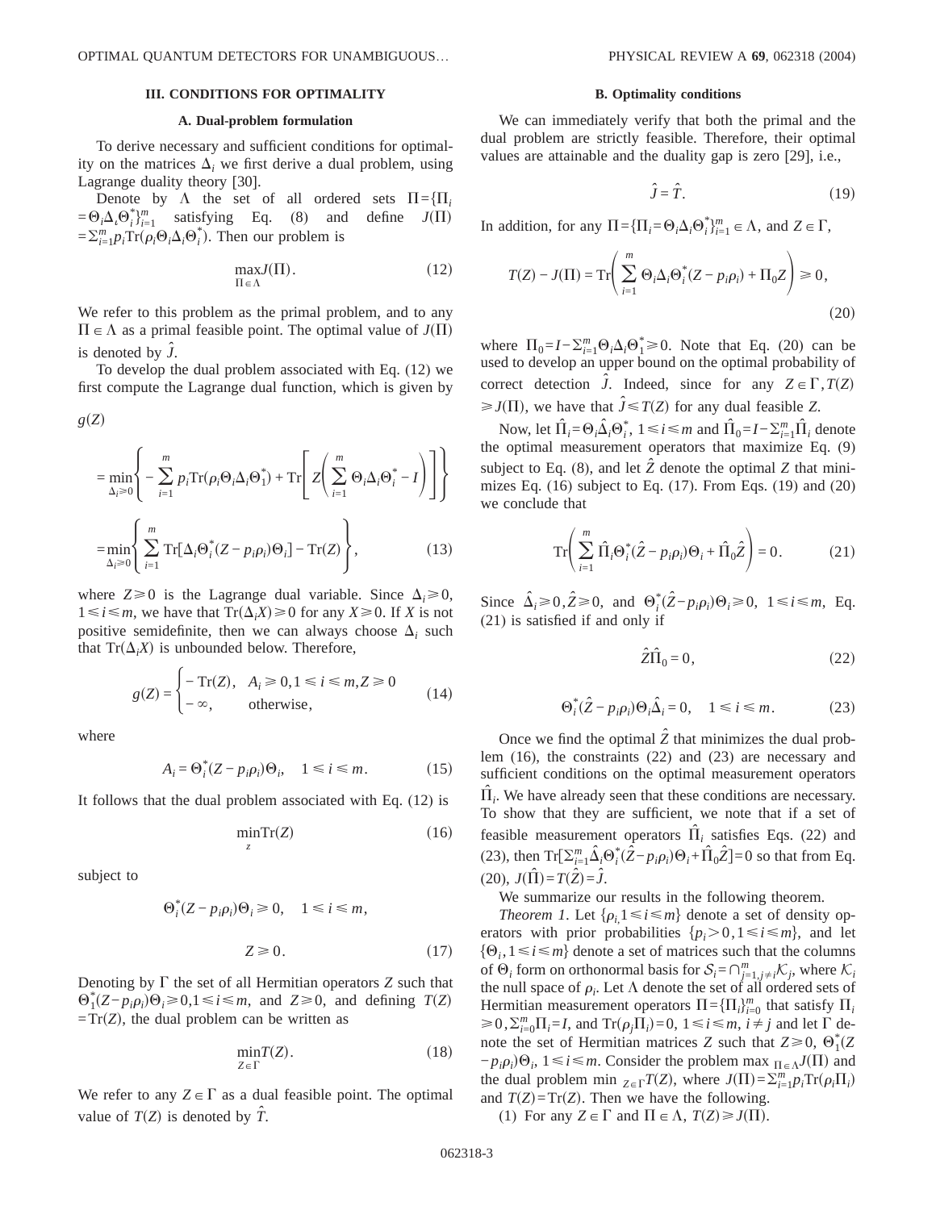## III. CONDITIONS FOR OPTIMALITY

### A. Dual-problem formulation

To derive necessary and sufficient conditions for optimality on the matrices $\Delta_i$ we first derive a dual problem, using Lagrange duality theory [30].

Denote by $\Lambda$ the set of all ordered sets $\Pi=\{\Pi_i=\Theta_i\Delta_\iota\Theta_i^*\}_{i=1}^m$ satisfying Eq. (8) and define $J(\Pi)=\sum_{i=1}^m p_i \mathrm{Tr}(\rho_i\Theta_i\Delta_i\Theta_i^*)$. Then our problem is

$$\max_{\Pi\in\Lambda} J(\Pi). \tag{12}$$

We refer to this problem as the primal problem, and to any $\Pi\in\Lambda$ as a primal feasible point. The optimal value of $J(\Pi)$ is denoted by $\hat{J}$.

To develop the dual problem associated with Eq. (12) we first compute the Lagrange dual function, which is given by

$$g(Z) = \min_{\Delta_i\geq 0}\left\{-\sum_{i=1}^m p_i \mathrm{Tr}(\rho_i\Theta_i\Delta_i\Theta_1^*) + \mathrm{Tr}\left[Z\left(\sum_{i=1}^m \Theta_i\Delta_i\Theta_i^* - I\right)\right]\right\}$$

$$=\min_{\Delta_i\geq 0}\left\{\sum_{i=1}^m \mathrm{Tr}[\Delta_i\Theta_i^*(Z-p_i\rho_i)\Theta_i] - \mathrm{Tr}(Z)\right\}, \tag{13}$$

where $Z\geq 0$ is the Lagrange dual variable. Since $\Delta_i\geq 0$, $1\leq i\leq m$, we have that $\mathrm{Tr}(\Delta_i X)\geq 0$ for any $X\geq 0$. If $X$ is not positive semidefinite, then we can always choose $\Delta_i$ such that $\mathrm{Tr}(\Delta_i X)$ is unbounded below. Therefore,

$$g(Z)=\begin{cases}-\mathrm{Tr}(Z), & A_i\geq 0, 1\leq i\leq m, Z\geq 0\\ -\infty, & \text{otherwise},\end{cases} \tag{14}$$

where

$$A_i=\Theta_i^*(Z-p_i\rho_i)\Theta_i, \quad 1\leq i\leq m. \tag{15}$$

It follows that the dual problem associated with Eq. (12) is

$$\min_z \mathrm{Tr}(Z) \tag{16}$$

subject to

$$\Theta_i^*(Z-p_i\rho_i)\Theta_i\geq 0, \quad 1\leq i\leq m,$$

$$Z\geq 0. \tag{17}$$

Denoting by $\Gamma$ the set of all Hermitian operators $Z$ such that $\Theta_1^*(Z-p_i\rho_i)\Theta_i\geq 0, 1\leq i\leq m$, and $Z\geq 0$, and defining $T(Z)=\mathrm{Tr}(Z)$, the dual problem can be written as

$$\min_{Z\in\Gamma} T(Z). \tag{18}$$

We refer to any $Z\in\Gamma$ as a dual feasible point. The optimal value of $T(Z)$ is denoted by $\hat{T}$.

### B. Optimality conditions

We can immediately verify that both the primal and the dual problem are strictly feasible. Therefore, their optimal values are attainable and the duality gap is zero [29], i.e.,

$$\hat{J}=\hat{T}. \tag{19}$$

In addition, for any $\Pi=\{\Pi_i=\Theta_i\Delta_i\Theta_i^*\}_{i=1}^m\in\Lambda$, and $Z\in\Gamma$,

$$T(Z)-J(\Pi)=\mathrm{Tr}\left(\sum_{i=1}^m \Theta_i\Delta_i\Theta_i^*(Z-p_i\rho_i)+\Pi_0 Z\right)\geq 0, \tag{20}$$

where $\Pi_0=I-\sum_{i=1}^m\Theta_i\Delta_i\Theta_1^*\geq 0$. Note that Eq. (20) can be used to develop an upper bound on the optimal probability of correct detection $\hat{J}$. Indeed, since for any $Z\in\Gamma, T(Z)\geq J(\Pi)$, we have that $\hat{J}\leq T(Z)$ for any dual feasible $Z$.

Now, let $\hat{\Pi}_i=\Theta_i\hat{\Delta}_i\Theta_i^*$, $1\leq i\leq m$ and $\hat{\Pi}_0=I-\sum_{i=1}^m\hat{\Pi}_i$ denote the optimal measurement operators that maximize Eq. (9) subject to Eq. (8), and let $\hat{Z}$ denote the optimal $Z$ that minimizes Eq. (16) subject to Eq. (17). From Eqs. (19) and (20) we conclude that

$$\mathrm{Tr}\left(\sum_{i=1}^m \hat{\Pi}_i\Theta_i^*(\hat{Z}-p_i\rho_i)\Theta_i+\hat{\Pi}_0\hat{Z}\right)=0. \tag{21}$$

Since $\hat{\Delta}_i\geq 0, \hat{Z}\geq 0$, and $\Theta_i^*(\hat{Z}-p_i\rho_i)\Theta_i\geq 0$, $1\leq i\leq m$, Eq. (21) is satisfied if and only if

$$\hat{Z}\hat{\Pi}_0=0, \tag{22}$$

$$\Theta_i^*(\hat{Z}-p_i\rho_i)\Theta_i\hat{\Delta}_i=0, \quad 1\leq i\leq m. \tag{23}$$

Once we find the optimal $\hat{Z}$ that minimizes the dual problem (16), the constraints (22) and (23) are necessary and sufficient conditions on the optimal measurement operators $\hat{\Pi}_i$. We have already seen that these conditions are necessary. To show that they are sufficient, we note that if a set of feasible measurement operators $\hat{\Pi}_i$ satisfies Eqs. (22) and (23), then $\mathrm{Tr}[\sum_{i=1}^m\hat{\Delta}_i\Theta_i^*(\hat{Z}-p_i\rho_i)\Theta_i+\hat{\Pi}_0\hat{Z}]=0$ so that from Eq. (20), $J(\hat{\Pi})=T(\hat{Z})=\hat{J}$.

We summarize our results in the following theorem.

*Theorem 1.* Let $\{\rho_i, 1\leq i\leq m\}$ denote a set of density operators with prior probabilities $\{p_i>0, 1\leq i\leq m\}$, and let $\{\Theta_i, 1\leq i\leq m\}$ denote a set of matrices such that the columns of $\Theta_i$ form on orthonormal basis for $\mathcal{S}_i=\cap_{j=1,j\neq i}^m\mathcal{K}_j$, where $\mathcal{K}_i$ the null space of $\rho_i$. Let $\Lambda$ denote the set of all ordered sets of Hermitian measurement operators $\Pi=\{\Pi_i\}_{i=0}^m$ that satisfy $\Pi_i\geq 0, \sum_{i=0}^m\Pi_i=I$, and $\mathrm{Tr}(\rho_j\Pi_i)=0$, $1\leq i\leq m$, $i\neq j$ and let $\Gamma$ denote the set of Hermitian matrices $Z$ such that $Z\geq 0$, $\Theta_1^*(Z-p_i\rho_i)\Theta_i$, $1\leq i\leq m$. Consider the problem $\max_{\Pi\in\Lambda}J(\Pi)$ and the dual problem $\min_{Z\in\Gamma}T(Z)$, where $J(\Pi)=\sum_{i=1}^m p_i\mathrm{Tr}(\rho_i\Pi_i)$ and $T(Z)=\mathrm{Tr}(Z)$. Then we have the following.

(1) For any $Z\in\Gamma$ and $\Pi\in\Lambda$, $T(Z)\geq J(\Pi)$.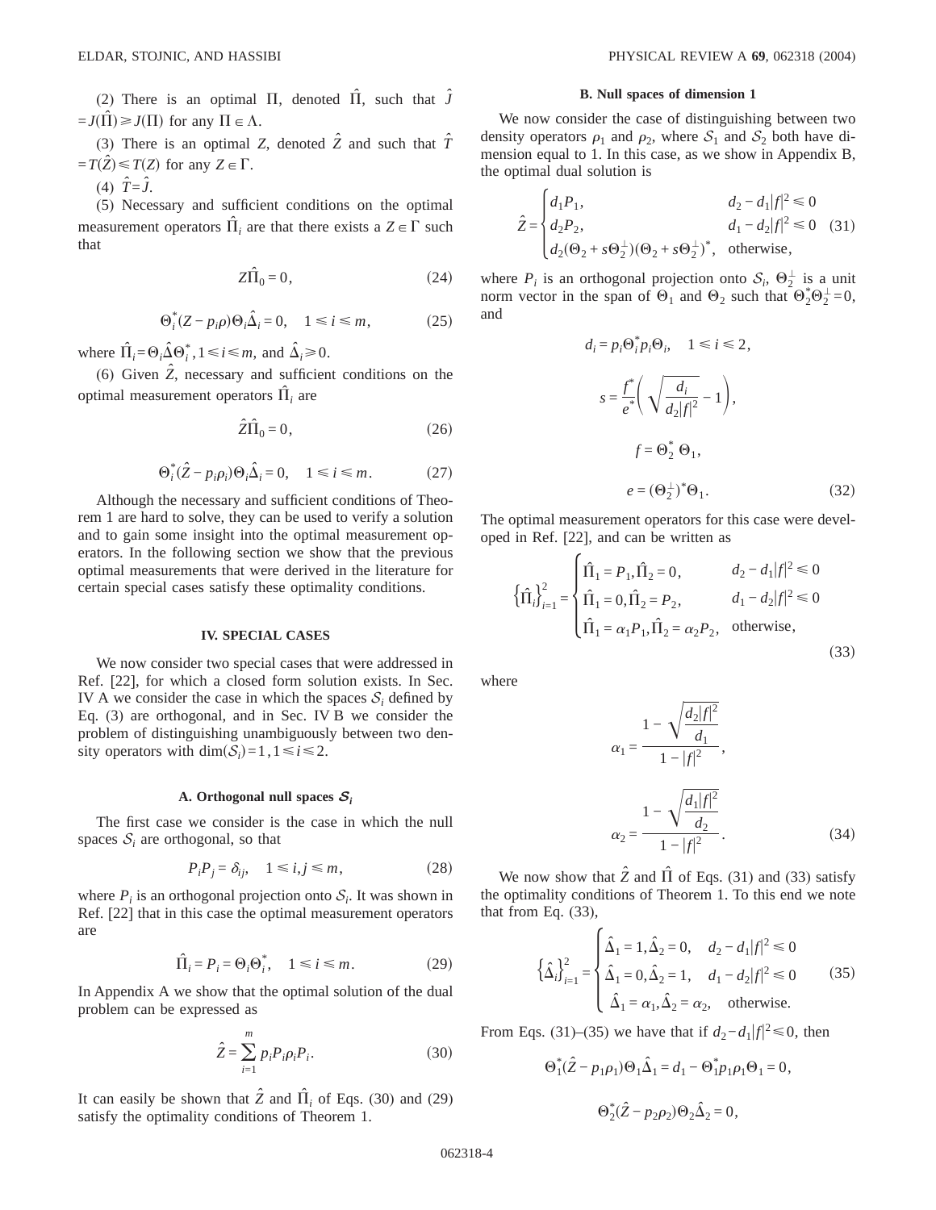(2) There is an optimal $\Pi$, denoted $\hat{\Pi}$, such that $\hat{J} = J(\hat{\Pi}) \geq J(\Pi)$ for any $\Pi \in \Lambda$.

(3) There is an optimal $Z$, denoted $\hat{Z}$ and such that $\hat{T} = T(\hat{Z}) \leq T(Z)$ for any $Z \in \Gamma$.

(4) $\hat{T} = \hat{J}$.

(5) Necessary and sufficient conditions on the optimal measurement operators $\hat{\Pi}_i$ are that there exists a $Z \in \Gamma$ such that

$$Z\hat{\Pi}_0 = 0, \tag{24}$$

$$\Theta_i^*(Z - p_i\rho)\Theta_i\hat{\Delta}_i = 0, \quad 1 \leq i \leq m, \tag{25}$$

where $\hat{\Pi}_i = \Theta_i \hat{\Delta}\Theta_i^*, 1 \leq i \leq m$, and $\hat{\Delta}_i \geq 0$.

(6) Given $\hat{Z}$, necessary and sufficient conditions on the optimal measurement operators $\hat{\Pi}_i$ are

$$\hat{Z}\hat{\Pi}_0 = 0, \tag{26}$$

$$\Theta_i^*(\hat{Z} - p_i\rho_i)\Theta_i\hat{\Delta}_i = 0, \quad 1 \leq i \leq m. \tag{27}$$

Although the necessary and sufficient conditions of Theorem 1 are hard to solve, they can be used to verify a solution and to gain some insight into the optimal measurement operators. In the following section we show that the previous optimal measurements that were derived in the literature for certain special cases satisfy these optimality conditions.

## IV. SPECIAL CASES

We now consider two special cases that were addressed in Ref. [22], for which a closed form solution exists. In Sec. IV A we consider the case in which the spaces $\mathcal{S}_i$ defined by Eq. (3) are orthogonal, and in Sec. IV B we consider the problem of distinguishing unambiguously between two density operators with $\dim(\mathcal{S}_i)=1, 1 \leq i \leq 2$.

### A. Orthogonal null spaces $\mathcal{S}_i$

The first case we consider is the case in which the null spaces $\mathcal{S}_i$ are orthogonal, so that

$$P_iP_j = \delta_{ij}, \quad 1 \leq i,j \leq m, \tag{28}$$

where $P_i$ is an orthogonal projection onto $\mathcal{S}_i$. It was shown in Ref. [22] that in this case the optimal measurement operators are

$$\hat{\Pi}_i = P_i = \Theta_i\Theta_i^*, \quad 1 \leq i \leq m. \tag{29}$$

In Appendix A we show that the optimal solution of the dual problem can be expressed as

$$\hat{Z} = \sum_{i=1}^{m} p_iP_i\rho_iP_i. \tag{30}$$

It can easily be shown that $\hat{Z}$ and $\hat{\Pi}_i$ of Eqs. (30) and (29) satisfy the optimality conditions of Theorem 1.

### B. Null spaces of dimension 1

We now consider the case of distinguishing between two density operators $\rho_1$ and $\rho_2$, where $\mathcal{S}_1$ and $\mathcal{S}_2$ both have dimension equal to 1. In this case, as we show in Appendix B, the optimal dual solution is

$$\hat{Z} = \begin{cases} d_1P_1, & d_2 - d_1|f|^2 \leq 0 \\ d_2P_2, & d_1 - d_2|f|^2 \leq 0 \\ d_2(\Theta_2 + s\Theta_2^{\perp})(\Theta_2 + s\Theta_2^{\perp})^*, & \text{otherwise}, \end{cases} \tag{31}$$

where $P_i$ is an orthogonal projection onto $\mathcal{S}_i$, $\Theta_2^{\perp}$ is a unit norm vector in the span of $\Theta_1$ and $\Theta_2$ such that $\Theta_2^*\Theta_2^{\perp}=0$, and

$$d_i = p_i\Theta_i^*p_i\Theta_i, \quad 1 \leq i \leq 2,$$

$$s = \frac{f^*}{e^*}\left(\sqrt{\frac{d_i}{d_2|f|^2}} - 1\right),$$

$$f = \Theta_2^*\,\Theta_1,$$

$$e = (\Theta_2^{\perp})^*\Theta_1. \tag{32}$$

The optimal measurement operators for this case were developed in Ref. [22], and can be written as

$$\{\hat{\Pi}_i\}_{i=1}^2 = \begin{cases} \hat{\Pi}_1 = P_1, \hat{\Pi}_2 = 0, & d_2 - d_1|f|^2 \leq 0 \\ \hat{\Pi}_1 = 0, \hat{\Pi}_2 = P_2, & d_1 - d_2|f|^2 \leq 0 \\ \hat{\Pi}_1 = \alpha_1P_1, \hat{\Pi}_2 = \alpha_2P_2, & \text{otherwise}, \end{cases} \tag{33}$$

where

$$\alpha_1 = \frac{1 - \sqrt{\dfrac{d_2|f|^2}{d_1}}}{1 - |f|^2},$$

$$\alpha_2 = \frac{1 - \sqrt{\dfrac{d_1|f|^2}{d_2}}}{1 - |f|^2}. \tag{34}$$

We now show that $\hat{Z}$ and $\hat{\Pi}$ of Eqs. (31) and (33) satisfy the optimality conditions of Theorem 1. To this end we note that from Eq. (33),

$$\{\hat{\Delta}_i\}_{i=1}^2 = \begin{cases} \hat{\Delta}_1 = 1, \hat{\Delta}_2 = 0, & d_2 - d_1|f|^2 \leq 0 \\ \hat{\Delta}_1 = 0, \hat{\Delta}_2 = 1, & d_1 - d_2|f|^2 \leq 0 \\ \hat{\Delta}_1 = \alpha_1, \hat{\Delta}_2 = \alpha_2, & \text{otherwise.} \end{cases} \tag{35}$$

From Eqs. (31)–(35) we have that if $d_2 - d_1|f|^2 \leq 0$, then

$$\Theta_1^*(\hat{Z} - p_1\rho_1)\Theta_1\hat{\Delta}_1 = d_1 - \Theta_1^*p_1\rho_1\Theta_1 = 0,$$

$$\Theta_2^*(\hat{Z} - p_2\rho_2)\Theta_2\hat{\Delta}_2 = 0,$$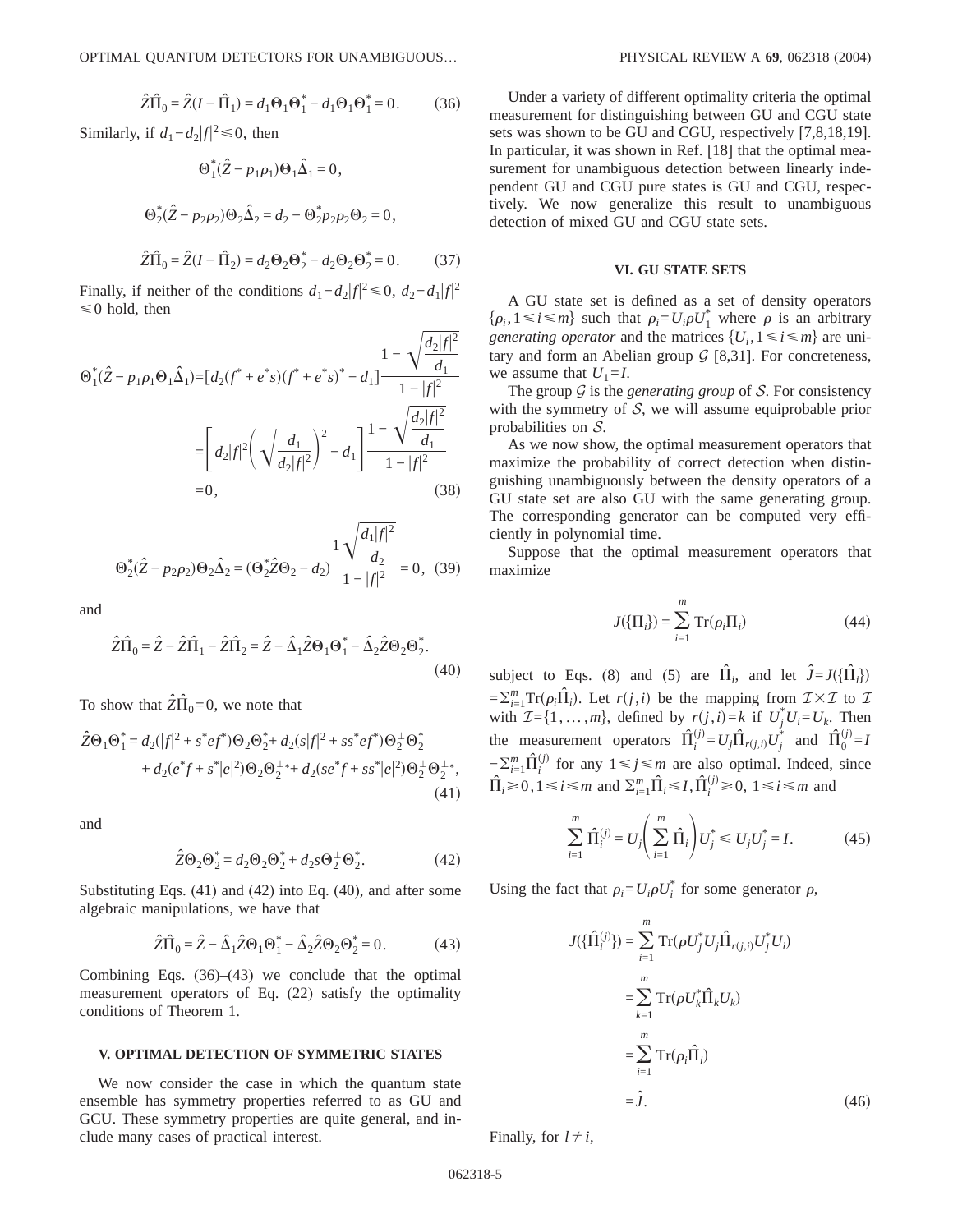$$\hat{Z}\hat{\Pi}_0 = \hat{Z}(I - \hat{\Pi}_1) = d_1\Theta_1\Theta_1^* - d_1\Theta_1\Theta_1^* = 0. \tag{36}$$

Similarly, if $d_1 - d_2|f|^2 \leqslant 0$, then

$$\Theta_1^*(\hat{Z} - p_1\rho_1)\Theta_1\hat{\Delta}_1 = 0,$$

$$\Theta_2^*(\hat{Z} - p_2\rho_2)\Theta_2\hat{\Delta}_2 = d_2 - \Theta_2^* p_2\rho_2\Theta_2 = 0,$$

$$\hat{Z}\hat{\Pi}_0 = \hat{Z}(I - \hat{\Pi}_2) = d_2\Theta_2\Theta_2^* - d_2\Theta_2\Theta_2^* = 0. \tag{37}$$

Finally, if neither of the conditions $d_1 - d_2|f|^2 \leqslant 0$, $d_2 - d_1|f|^2 \leqslant 0$ hold, then

$$\begin{aligned}\Theta_1^*(\hat{Z} - p_1\rho_1\Theta_1\hat{\Delta}_1) &= [d_2(f^* + e^*s)(f^* + e^*s)^* - d_1]\frac{1 - \sqrt{\dfrac{d_2|f|^2}{d_1}}}{1 - |f|^2} \\ &= \left[d_2|f|^2\left(\sqrt{\frac{d_1}{d_2|f|^2}}\right)^2 - d_1\right]\frac{1 - \sqrt{\dfrac{d_2|f|^2}{d_1}}}{1 - |f|^2} \\ &= 0,\end{aligned} \tag{38}$$

$$\Theta_2^*(\hat{Z} - p_2\rho_2)\Theta_2\hat{\Delta}_2 = (\Theta_2^*\hat{Z}\Theta_2 - d_2)\frac{1\sqrt{\dfrac{d_1|f|^2}{d_2}}}{1 - |f|^2} = 0, \tag{39}$$

and

$$\hat{Z}\hat{\Pi}_0 = \hat{Z} - \hat{Z}\hat{\Pi}_1 - \hat{Z}\hat{\Pi}_2 = \hat{Z} - \hat{\Delta}_1\hat{Z}\Theta_1\Theta_1^* - \hat{\Delta}_2\hat{Z}\Theta_2\Theta_2^*. \tag{40}$$

To show that $\hat{Z}\hat{\Pi}_0 = 0$, we note that

$$\begin{aligned}\hat{Z}\Theta_1\Theta_1^* = {} & d_2(|f|^2 + s^*ef^*)\Theta_2\Theta_2^* + d_2(s|f|^2 + ss^*ef^*)\Theta_2^\perp\Theta_2^* \\ & + d_2(e^*f + s^*|e|^2)\Theta_2\Theta_2^{\perp *} + d_2(se^*f + ss^*|e|^2)\Theta_2^\perp\Theta_2^{\perp *},\end{aligned} \tag{41}$$

and

$$\hat{Z}\Theta_2\Theta_2^* = d_2\Theta_2\Theta_2^* + d_2 s\Theta_2^\perp\Theta_2^*. \tag{42}$$

Substituting Eqs. (41) and (42) into Eq. (40), and after some algebraic manipulations, we have that

$$\hat{Z}\hat{\Pi}_0 = \hat{Z} - \hat{\Delta}_1\hat{Z}\Theta_1\Theta_1^* - \hat{\Delta}_2\hat{Z}\Theta_2\Theta_2^* = 0. \tag{43}$$

Combining Eqs. (36)–(43) we conclude that the optimal measurement operators of Eq. (22) satisfy the optimality conditions of Theorem 1.

## V. OPTIMAL DETECTION OF SYMMETRIC STATES

We now consider the case in which the quantum state ensemble has symmetry properties referred to as GU and GCU. These symmetry properties are quite general, and include many cases of practical interest.

Under a variety of different optimality criteria the optimal measurement for distinguishing between GU and CGU state sets was shown to be GU and CGU, respectively [7,8,18,19]. In particular, it was shown in Ref. [18] that the optimal measurement for unambiguous detection between linearly independent GU and CGU pure states is GU and CGU, respectively. We now generalize this result to unambiguous detection of mixed GU and CGU state sets.

## VI. GU STATE SETS

A GU state set is defined as a set of density operators $\{\rho_i, 1 \leqslant i \leqslant m\}$ such that $\rho_i = U_i\rho U_1^*$ where $\rho$ is an arbitrary *generating operator* and the matrices $\{U_i, 1 \leqslant i \leqslant m\}$ are unitary and form an Abelian group $\mathcal{G}$ [8,31]. For concreteness, we assume that $U_1 = I$.

The group $\mathcal{G}$ is the *generating group* of $\mathcal{S}$. For consistency with the symmetry of $\mathcal{S}$, we will assume equiprobable prior probabilities on $\mathcal{S}$.

As we now show, the optimal measurement operators that maximize the probability of correct detection when distinguishing unambiguously between the density operators of a GU state set are also GU with the same generating group. The corresponding generator can be computed very efficiently in polynomial time.

Suppose that the optimal measurement operators that maximize

$$J(\{\Pi_i\}) = \sum_{i=1}^{m} \mathrm{Tr}(\rho_i\Pi_i) \tag{44}$$

subject to Eqs. (8) and (5) are $\hat{\Pi}_i$, and let $\hat{J} = J(\{\hat{\Pi}_i\}) = \sum_{i=1}^m \mathrm{Tr}(\rho_i\hat{\Pi}_i)$. Let $r(j,i)$ be the mapping from $\mathcal{I}\times\mathcal{I}$ to $\mathcal{I}$ with $\mathcal{I} = \{1, \ldots, m\}$, defined by $r(j,i) = k$ if $U_j^* U_i = U_k$. Then the measurement operators $\hat{\Pi}_i^{(j)} = U_j\hat{\Pi}_{r(j,i)}U_j^*$ and $\hat{\Pi}_0^{(j)} = I - \sum_{i=1}^m \hat{\Pi}_i^{(j)}$ for any $1 \leqslant j \leqslant m$ are also optimal. Indeed, since $\hat{\Pi}_i \geqslant 0, 1 \leqslant i \leqslant m$ and $\sum_{i=1}^m \hat{\Pi}_i \leqslant I, \hat{\Pi}_i^{(j)} \geqslant 0$, $1 \leqslant i \leqslant m$ and

$$\sum_{i=1}^m \hat{\Pi}_i^{(j)} = U_j\left(\sum_{i=1}^m \hat{\Pi}_i\right)U_j^* \leqslant U_jU_j^* = I. \tag{45}$$

Using the fact that $\rho_i = U_i\rho U_i^*$ for some generator $\rho$,

$$\begin{aligned}J(\{\hat{\Pi}_i^{(j)}\}) &= \sum_{i=1}^m \mathrm{Tr}(\rho U_j^* U_j \hat{\Pi}_{r(j,i)} U_j^* U_i) \\ &= \sum_{k=1}^m \mathrm{Tr}(\rho U_k^* \hat{\Pi}_k U_k) \\ &= \sum_{i=1}^m \mathrm{Tr}(\rho_i\hat{\Pi}_i) \\ &= \hat{J}.\end{aligned} \tag{46}$$

Finally, for $l \neq i$,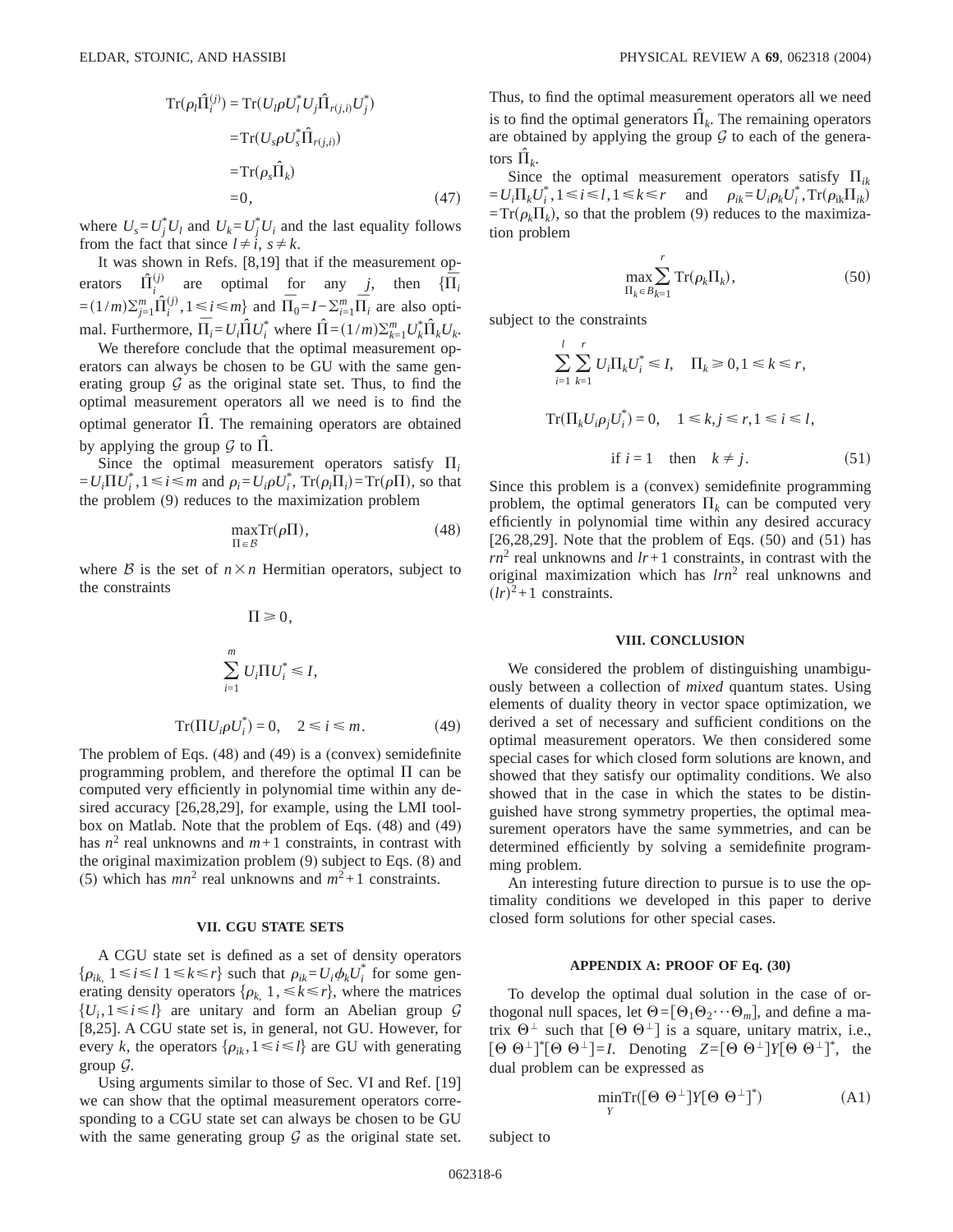$$
\begin{aligned}
\mathrm{Tr}(\rho_l \hat{\Pi}_i^{(j)}) &= \mathrm{Tr}(U_l \rho U_l^* U_j \hat{\Pi}_{r(j,i)} U_j^*) \\
&= \mathrm{Tr}(U_s \rho U_s^* \hat{\Pi}_{r(j,i)}) \\
&= \mathrm{Tr}(\rho_s \hat{\Pi}_k) \\
&= 0, \qquad (47)
\end{aligned}
$$

where $U_s = U_j^* U_l$ and $U_k = U_j^* U_i$ and the last equality follows from the fact that since $l \neq i$, $s \neq k$.

It was shown in Refs. [8,19] that if the measurement operators $\hat{\Pi}_i^{(j)}$ are optimal for any $j$, then $\{\bar{\Pi}_i = (1/m)\sum_{j=1}^m \hat{\Pi}_i^{(j)}, 1 \leq i \leq m\}$ and $\bar{\Pi}_0 = I - \sum_{i=1}^m \bar{\Pi}_i$ are also optimal. Furthermore, $\bar{\Pi}_i = U_i \hat{\Pi} U_i^*$ where $\hat{\Pi} = (1/m)\sum_{k=1}^m U_k^* \hat{\Pi}_k U_k$.

We therefore conclude that the optimal measurement operators can always be chosen to be GU with the same generating group $\mathcal{G}$ as the original state set. Thus, to find the optimal measurement operators all we need is to find the optimal generator $\hat{\Pi}$. The remaining operators are obtained by applying the group $\mathcal{G}$ to $\hat{\Pi}$.

Since the optimal measurement operators satisfy $\Pi_i = U_i \Pi U_i^*, 1 \leq i \leq m$ and $\rho_i = U_i \rho U_i^*$, $\mathrm{Tr}(\rho_i \Pi_i) = \mathrm{Tr}(\rho \Pi)$, so that the problem (9) reduces to the maximization problem

$$
\max_{\Pi \in \mathcal{B}} \mathrm{Tr}(\rho \Pi), \qquad (48)
$$

where $\mathcal{B}$ is the set of $n \times n$ Hermitian operators, subject to the constraints

$$
\Pi \geq 0,
$$

$$
\sum_{i=1}^m U_i \Pi U_i^* \leq I,
$$

$$
\mathrm{Tr}(\Pi U_i \rho U_i^*) = 0, \quad 2 \leq i \leq m. \qquad (49)
$$

The problem of Eqs. (48) and (49) is a (convex) semidefinite programming problem, and therefore the optimal $\Pi$ can be computed very efficiently in polynomial time within any desired accuracy [26,28,29], for example, using the LMI toolbox on Matlab. Note that the problem of Eqs. (48) and (49) has $n^2$ real unknowns and $m+1$ constraints, in contrast with the original maximization problem (9) subject to Eqs. (8) and (5) which has $mn^2$ real unknowns and $m^2+1$ constraints.

## VII. CGU STATE SETS

A CGU state set is defined as a set of density operators $\{\rho_{ik}, 1 \leq i \leq l\ 1 \leq k \leq r\}$ such that $\rho_{ik} = U_i \phi_k U_i^*$ for some generating density operators $\{\rho_k, 1, \leq k \leq r\}$, where the matrices $\{U_i, 1 \leq i \leq l\}$ are unitary and form an Abelian group $\mathcal{G}$ [8,25]. A CGU state set is, in general, not GU. However, for every $k$, the operators $\{\rho_{ik}, 1 \leq i \leq l\}$ are GU with generating group $\mathcal{G}$.

Using arguments similar to those of Sec. VI and Ref. [19] we can show that the optimal measurement operators corresponding to a CGU state set can always be chosen to be GU with the same generating group $\mathcal{G}$ as the original state set. Thus, to find the optimal measurement operators all we need is to find the optimal generators $\hat{\Pi}_k$. The remaining operators are obtained by applying the group $\mathcal{G}$ to each of the generators $\hat{\Pi}_k$.

Since the optimal measurement operators satisfy $\Pi_{ik} = U_i \Pi_k U_i^*, 1 \leq i \leq l, 1 \leq k \leq r$ and $\rho_{ik} = U_i \rho_k U_i^*, \mathrm{Tr}(\rho_{ik} \Pi_{ik}) = \mathrm{Tr}(\rho_k \Pi_k)$, so that the problem (9) reduces to the maximization problem

$$
\max_{\Pi_k \in B} \sum_{k=1}^r \mathrm{Tr}(\rho_k \Pi_k), \qquad (50)
$$

subject to the constraints

$$
\sum_{i=1}^l \sum_{k=1}^r U_i \Pi_k U_i^* \leq I, \quad \Pi_k \geq 0, 1 \leq k \leq r,
$$

$$
\mathrm{Tr}(\Pi_k U_i \rho_j U_i^*) = 0, \quad 1 \leq k, j \leq r, 1 \leq i \leq l,
$$

$$
\text{if } i = 1 \quad \text{then} \quad k \neq j. \qquad (51)
$$

Since this problem is a (convex) semidefinite programming problem, the optimal generators $\Pi_k$ can be computed very efficiently in polynomial time within any desired accuracy [26,28,29]. Note that the problem of Eqs. (50) and (51) has $rn^2$ real unknowns and $lr+1$ constraints, in contrast with the original maximization which has $lrn^2$ real unknowns and $(lr)^2+1$ constraints.

## VIII. CONCLUSION

We considered the problem of distinguishing unambiguously between a collection of *mixed* quantum states. Using elements of duality theory in vector space optimization, we derived a set of necessary and sufficient conditions on the optimal measurement operators. We then considered some special cases for which closed form solutions are known, and showed that they satisfy our optimality conditions. We also showed that in the case in which the states to be distinguished have strong symmetry properties, the optimal measurement operators have the same symmetries, and can be determined efficiently by solving a semidefinite programming problem.

An interesting future direction to pursue is to use the optimality conditions we developed in this paper to derive closed form solutions for other special cases.

## APPENDIX A: PROOF OF Eq. (30)

To develop the optimal dual solution in the case of orthogonal null spaces, let $\Theta = [\Theta_1 \Theta_2 \cdots \Theta_m]$, and define a matrix $\Theta^\perp$ such that $[\Theta\ \Theta^\perp]$ is a square, unitary matrix, i.e., $[\Theta\ \Theta^\perp]^*[\Theta\ \Theta^\perp] = I$. Denoting $Z = [\Theta\ \Theta^\perp] Y [\Theta\ \Theta^\perp]^*$, the dual problem can be expressed as

$$
\min_Y \mathrm{Tr}([\Theta\ \Theta^\perp] Y [\Theta\ \Theta^\perp]^*) \qquad (A1)
$$

subject to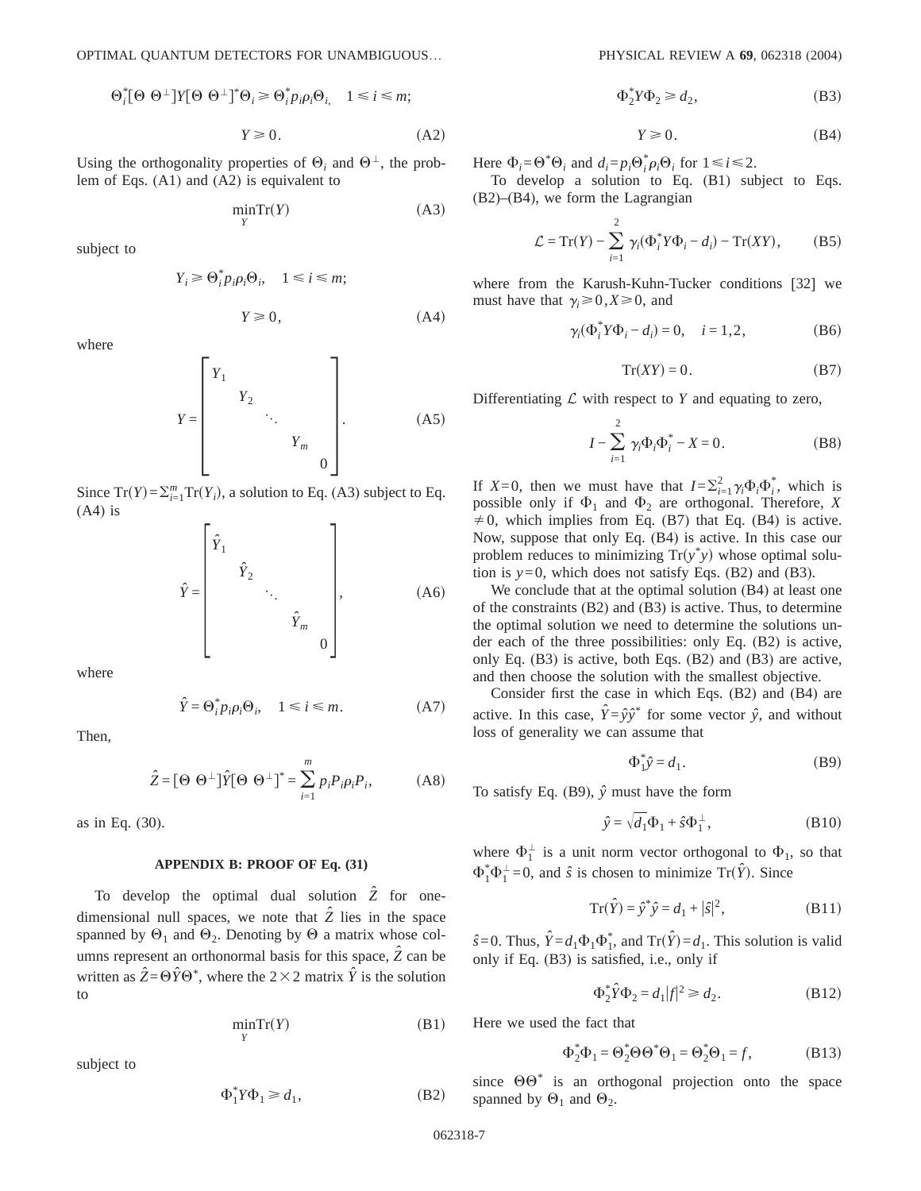$$\Theta_i^*[\Theta\ \Theta^{\perp}]Y[\Theta\ \Theta^{\perp}]^*\Theta_i \geq \Theta_i^* p_i \rho_i \Theta_i, \quad 1 \leq i \leq m;$$

$$Y \geq 0. \tag{A2}$$

Using the orthogonality properties of $\Theta_i$ and $\Theta^{\perp}$, the problem of Eqs. (A1) and (A2) is equivalent to

$$\min_Y \mathrm{Tr}(Y) \tag{A3}$$

subject to

$$Y_i \geq \Theta_i^* p_i \rho_i \Theta_i, \quad 1 \leq i \leq m;$$

$$Y \geq 0, \tag{A4}$$

where

$$Y = \begin{bmatrix} Y_1 & & & & \\ & Y_2 & & & \\ & & \ddots & & \\ & & & Y_m & \\ & & & & 0 \end{bmatrix}. \tag{A5}$$

Since $\mathrm{Tr}(Y) = \Sigma_{i=1}^m \mathrm{Tr}(Y_i)$, a solution to Eq. (A3) subject to Eq. (A4) is

$$\hat{Y} = \begin{bmatrix} \hat{Y}_1 & & & & \\ & \hat{Y}_2 & & & \\ & & \ddots & & \\ & & & \hat{Y}_m & \\ & & & & 0 \end{bmatrix}, \tag{A6}$$

where

$$\hat{Y} = \Theta_i^* p_i \rho_i \Theta_i, \quad 1 \leq i \leq m. \tag{A7}$$

Then,

$$\hat{Z} = [\Theta\ \Theta^{\perp}]\hat{Y}[\Theta\ \Theta^{\perp}]^* = \sum_{i=1}^m p_i P_i \rho_i P_i, \tag{A8}$$

as in Eq. (30).

## APPENDIX B: PROOF OF Eq. (31)

To develop the optimal dual solution $\hat{Z}$ for one-dimensional null spaces, we note that $\hat{Z}$ lies in the space spanned by $\Theta_1$ and $\Theta_2$. Denoting by $\Theta$ a matrix whose columns represent an orthonormal basis for this space, $\hat{Z}$ can be written as $\hat{Z} = \Theta \hat{Y} \Theta^*$, where the $2 \times 2$ matrix $\hat{Y}$ is the solution to

$$\min_Y \mathrm{Tr}(Y) \tag{B1}$$

subject to

$$\Phi_1^* Y \Phi_1 \geq d_1, \tag{B2}$$

$$\Phi_2^* Y \Phi_2 \geq d_2, \tag{B3}$$

$$Y \geq 0. \tag{B4}$$

Here $\Phi_i = \Theta^* \Theta_i$ and $d_i = p_i \Theta_i^* \rho_i \Theta_i$ for $1 \leq i \leq 2$.

To develop a solution to Eq. (B1) subject to Eqs. (B2)–(B4), we form the Lagrangian

$$\mathcal{L} = \mathrm{Tr}(Y) - \sum_{i=1}^2 \gamma_i (\Phi_i^* Y \Phi_i - d_i) - \mathrm{Tr}(XY), \tag{B5}$$

where from the Karush-Kuhn-Tucker conditions [32] we must have that $\gamma_i \geq 0, X \geq 0$, and

$$\gamma_i (\Phi_i^* Y \Phi_i - d_i) = 0, \quad i = 1,2, \tag{B6}$$

$$\mathrm{Tr}(XY) = 0. \tag{B7}$$

Differentiating $\mathcal{L}$ with respect to $Y$ and equating to zero,

$$I - \sum_{i=1}^2 \gamma_i \Phi_i \Phi_i^* - X = 0. \tag{B8}$$

If $X=0$, then we must have that $I = \Sigma_{i=1}^2 \gamma_i \Phi_i \Phi_i^*$, which is possible only if $\Phi_1$ and $\Phi_2$ are orthogonal. Therefore, $X \neq 0$, which implies from Eq. (B7) that Eq. (B4) is active. Now, suppose that only Eq. (B4) is active. In this case our problem reduces to minimizing $\mathrm{Tr}(y^* y)$ whose optimal solution is $y=0$, which does not satisfy Eqs. (B2) and (B3).

We conclude that at the optimal solution (B4) at least one of the constraints (B2) and (B3) is active. Thus, to determine the optimal solution we need to determine the solutions under each of the three possibilities: only Eq. (B2) is active, only Eq. (B3) is active, both Eqs. (B2) and (B3) are active, and then choose the solution with the smallest objective.

Consider first the case in which Eqs. (B2) and (B4) are active. In this case, $\hat{Y} = \hat{y}\hat{y}^*$ for some vector $\hat{y}$, and without loss of generality we can assume that

$$\Phi_1^* \hat{y} = d_1. \tag{B9}$$

To satisfy Eq. (B9), $\hat{y}$ must have the form

$$\hat{y} = \sqrt{d_1}\Phi_1 + \hat{s}\Phi_1^{\perp}, \tag{B10}$$

where $\Phi_1^{\perp}$ is a unit norm vector orthogonal to $\Phi_1$, so that $\Phi_1^* \Phi_1^{\perp} = 0$, and $\hat{s}$ is chosen to minimize $\mathrm{Tr}(\hat{Y})$. Since

$$\mathrm{Tr}(\hat{Y}) = \hat{y}^* \hat{y} = d_1 + |\hat{s}|^2, \tag{B11}$$

$\hat{s}=0$. Thus, $\hat{Y} = d_1 \Phi_1 \Phi_1^*$, and $\mathrm{Tr}(\hat{Y}) = d_1$. This solution is valid only if Eq. (B3) is satisfied, i.e., only if

$$\Phi_2^* \hat{Y} \Phi_2 = d_1 |f|^2 \geq d_2. \tag{B12}$$

Here we used the fact that

$$\Phi_2^* \Phi_1 = \Theta_2^* \Theta \Theta^* \Theta_1 = \Theta_2^* \Theta_1 = f, \tag{B13}$$

since $\Theta\Theta^*$ is an orthogonal projection onto the space spanned by $\Theta_1$ and $\Theta_2$.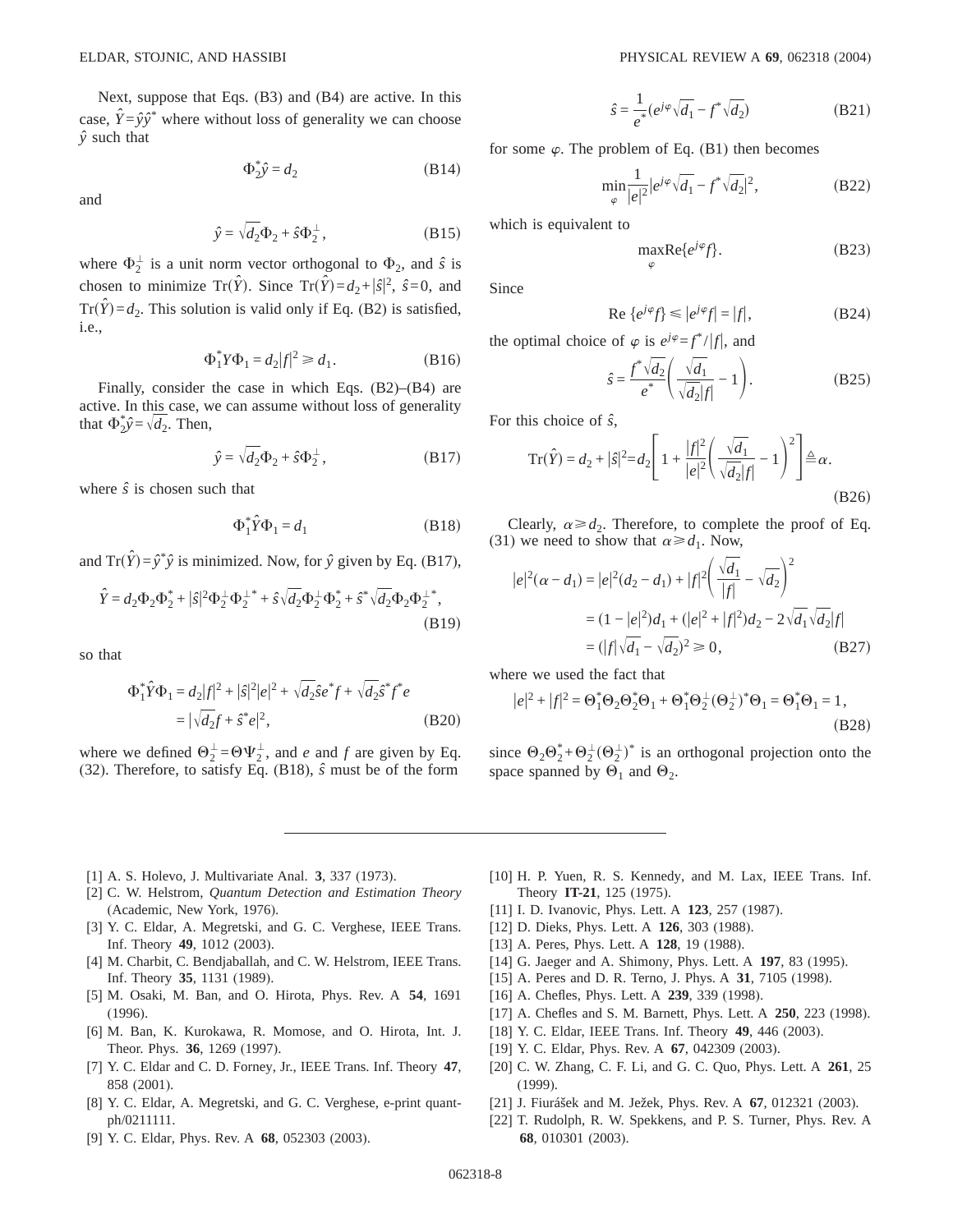Next, suppose that Eqs. (B3) and (B4) are active. In this case, $\hat{Y}=\hat{y}\hat{y}^*$ where without loss of generality we can choose $\hat{y}$ such that

$$\Phi_2^*\hat{y} = d_2 \tag{B14}$$

and

$$\hat{y} = \sqrt{d_2}\Phi_2 + \hat{s}\Phi_2^{\perp}, \tag{B15}$$

where $\Phi_2^{\perp}$ is a unit norm vector orthogonal to $\Phi_2$, and $\hat{s}$ is chosen to minimize $\mathrm{Tr}(\hat{Y})$. Since $\mathrm{Tr}(\hat{Y})=d_2+|\hat{s}|^2$, $\hat{s}=0$, and $\mathrm{Tr}(\hat{Y})=d_2$. This solution is valid only if Eq. (B2) is satisfied, i.e.,

$$\Phi_1^* Y \Phi_1 = d_2|f|^2 \geq d_1. \tag{B16}$$

Finally, consider the case in which Eqs. (B2)–(B4) are active. In this case, we can assume without loss of generality that $\Phi_2^*\hat{y}=\sqrt{d_2}$. Then,

$$\hat{y} = \sqrt{d_2}\Phi_2 + \hat{s}\Phi_2^{\perp}, \tag{B17}$$

where $\hat{s}$ is chosen such that

$$\Phi_1^*\hat{Y}\Phi_1 = d_1 \tag{B18}$$

and $\mathrm{Tr}(\hat{Y})=\hat{y}^*\hat{y}$ is minimized. Now, for $\hat{y}$ given by Eq. (B17),

$$\hat{Y} = d_2\Phi_2\Phi_2^* + |\hat{s}|^2\Phi_2^{\perp}\Phi_2^{\perp *} + \hat{s}\sqrt{d_2}\Phi_2^{\perp}\Phi_2^* + \hat{s}^*\sqrt{d_2}\Phi_2\Phi_2^{\perp *}, \tag{B19}$$

so that

$$\begin{aligned}\Phi_1^*\hat{Y}\Phi_1 &= d_2|f|^2 + |\hat{s}|^2|e|^2 + \sqrt{d_2}\hat{s}e^*f + \sqrt{d_2}\hat{s}^*f^*e \\ &= |\sqrt{d_2}f + \hat{s}^*e|^2,\end{aligned} \tag{B20}$$

where we defined $\Theta_2^{\perp}=\Theta\Psi_2^{\perp}$, and $e$ and $f$ are given by Eq. (32). Therefore, to satisfy Eq. (B18), $\hat{s}$ must be of the form

$$\hat{s} = \frac{1}{e^*}(e^{j\varphi}\sqrt{d_1} - f^*\sqrt{d_2}) \tag{B21}$$

for some $\varphi$. The problem of Eq. (B1) then becomes

$$\min_{\varphi} \frac{1}{|e|^2}|e^{j\varphi}\sqrt{d_1} - f^*\sqrt{d_2}|^2, \tag{B22}$$

which is equivalent to

$$\max_{\varphi} \mathrm{Re}\{e^{j\varphi}f\}. \tag{B23}$$

Since

$$\mathrm{Re}\,\{e^{j\varphi}f\} \leq |e^{j\varphi}f| = |f|, \tag{B24}$$

the optimal choice of $\varphi$ is $e^{j\varphi}=f^*/|f|$, and

$$\hat{s} = \frac{f^*\sqrt{d_2}}{e^*}\left(\frac{\sqrt{d_1}}{\sqrt{d_2}|f|} - 1\right). \tag{B25}$$

For this choice of $\hat{s}$,

$$\mathrm{Tr}(\hat{Y}) = d_2 + |\hat{s}|^2 = d_2\left[1 + \frac{|f|^2}{|e|^2}\left(\frac{\sqrt{d_1}}{\sqrt{d_2}|f|} - 1\right)^2\right] \triangleq \alpha. \tag{B26}$$

Clearly, $\alpha \geq d_2$. Therefore, to complete the proof of Eq. (31) we need to show that $\alpha \geq d_1$. Now,

$$\begin{aligned}|e|^2(\alpha - d_1) &= |e|^2(d_2 - d_1) + |f|^2\left(\frac{\sqrt{d_1}}{|f|} - \sqrt{d_2}\right)^2 \\ &= (1-|e|^2)d_1 + (|e|^2+|f|^2)d_2 - 2\sqrt{d_1}\sqrt{d_2}|f| \\ &= (|f|\sqrt{d_1} - \sqrt{d_2})^2 \geq 0,\end{aligned} \tag{B27}$$

where we used the fact that

$$|e|^2 + |f|^2 = \Theta_1^*\Theta_2\Theta_2^*\Theta_1 + \Theta_1^*\Theta_2^{\perp}(\Theta_2^{\perp})^*\Theta_1 = \Theta_1^*\Theta_1 = 1, \tag{B28}$$

since $\Theta_2\Theta_2^* + \Theta_2^{\perp}(\Theta_2^{\perp})^*$ is an orthogonal projection onto the space spanned by $\Theta_1$ and $\Theta_2$.

---

[1] A. S. Holevo, J. Multivariate Anal. **3**, 337 (1973).
[2] C. W. Helstrom, *Quantum Detection and Estimation Theory* (Academic, New York, 1976).
[3] Y. C. Eldar, A. Megretski, and G. C. Verghese, IEEE Trans. Inf. Theory **49**, 1012 (2003).
[4] M. Charbit, C. Bendjaballah, and C. W. Helstrom, IEEE Trans. Inf. Theory **35**, 1131 (1989).
[5] M. Osaki, M. Ban, and O. Hirota, Phys. Rev. A **54**, 1691 (1996).
[6] M. Ban, K. Kurokawa, R. Momose, and O. Hirota, Int. J. Theor. Phys. **36**, 1269 (1997).
[7] Y. C. Eldar and C. D. Forney, Jr., IEEE Trans. Inf. Theory **47**, 858 (2001).
[8] Y. C. Eldar, A. Megretski, and G. C. Verghese, e-print quant-ph/0211111.
[9] Y. C. Eldar, Phys. Rev. A **68**, 052303 (2003).
[10] H. P. Yuen, R. S. Kennedy, and M. Lax, IEEE Trans. Inf. Theory **IT-21**, 125 (1975).
[11] I. D. Ivanovic, Phys. Lett. A **123**, 257 (1987).
[12] D. Dieks, Phys. Lett. A **126**, 303 (1988).
[13] A. Peres, Phys. Lett. A **128**, 19 (1988).
[14] G. Jaeger and A. Shimony, Phys. Lett. A **197**, 83 (1995).
[15] A. Peres and D. R. Terno, J. Phys. A **31**, 7105 (1998).
[16] A. Chefles, Phys. Lett. A **239**, 339 (1998).
[17] A. Chefles and S. M. Barnett, Phys. Lett. A **250**, 223 (1998).
[18] Y. C. Eldar, IEEE Trans. Inf. Theory **49**, 446 (2003).
[19] Y. C. Eldar, Phys. Rev. A **67**, 042309 (2003).
[20] C. W. Zhang, C. F. Li, and G. C. Quo, Phys. Lett. A **261**, 25 (1999).
[21] J. Fiurášek and M. Ježek, Phys. Rev. A **67**, 012321 (2003).
[22] T. Rudolph, R. W. Spekkens, and P. S. Turner, Phys. Rev. A **68**, 010301 (2003).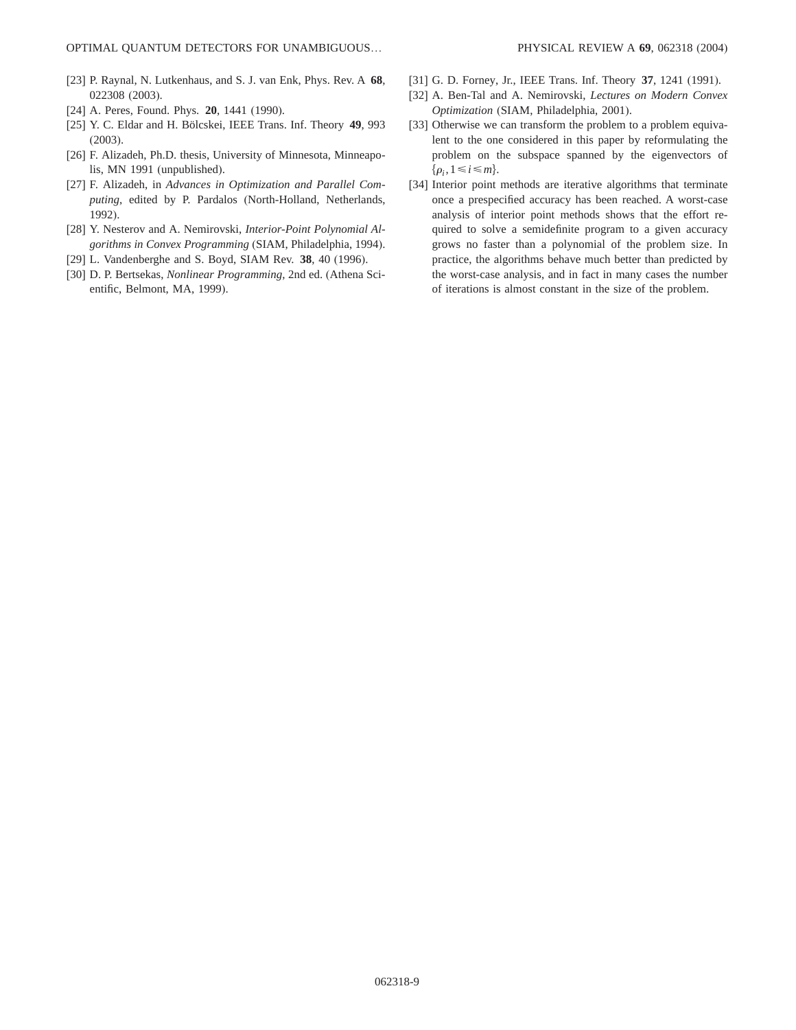[23] P. Raynal, N. Lutkenhaus, and S. J. van Enk, Phys. Rev. A **68**, 022308 (2003).

[24] A. Peres, Found. Phys. **20**, 1441 (1990).

[25] Y. C. Eldar and H. Bölcskei, IEEE Trans. Inf. Theory **49**, 993 (2003).

[26] F. Alizadeh, Ph.D. thesis, University of Minnesota, Minneapolis, MN 1991 (unpublished).

[27] F. Alizadeh, in *Advances in Optimization and Parallel Computing*, edited by P. Pardalos (North-Holland, Netherlands, 1992).

[28] Y. Nesterov and A. Nemirovski, *Interior-Point Polynomial Algorithms in Convex Programming* (SIAM, Philadelphia, 1994).

[29] L. Vandenberghe and S. Boyd, SIAM Rev. **38**, 40 (1996).

[30] D. P. Bertsekas, *Nonlinear Programming*, 2nd ed. (Athena Scientific, Belmont, MA, 1999).

[31] G. D. Forney, Jr., IEEE Trans. Inf. Theory **37**, 1241 (1991).

[32] A. Ben-Tal and A. Nemirovski, *Lectures on Modern Convex Optimization* (SIAM, Philadelphia, 2001).

[33] Otherwise we can transform the problem to a problem equivalent to the one considered in this paper by reformulating the problem on the subspace spanned by the eigenvectors of $\{\rho_i, 1 \leq i \leq m\}$.

[34] Interior point methods are iterative algorithms that terminate once a prespecified accuracy has been reached. A worst-case analysis of interior point methods shows that the effort required to solve a semidefinite program to a given accuracy grows no faster than a polynomial of the problem size. In practice, the algorithms behave much better than predicted by the worst-case analysis, and in fact in many cases the number of iterations is almost constant in the size of the problem.